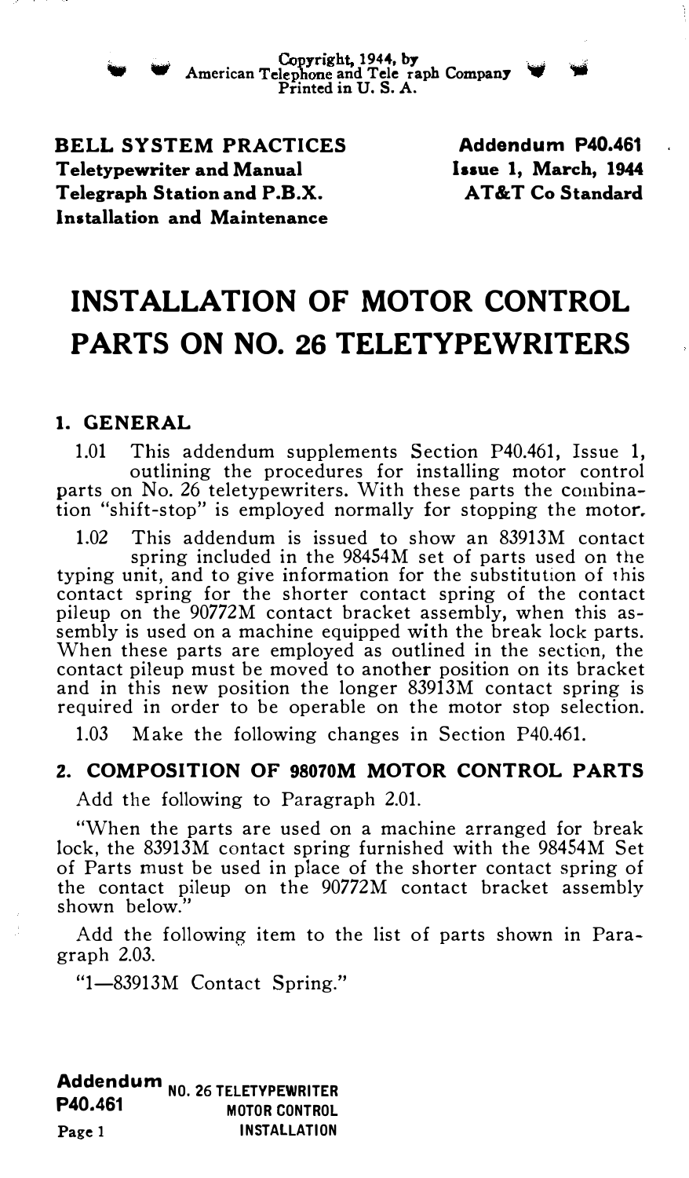Copyright, 1944, by
American Telephone and Telegraph Company
Printed in U. S. A.

**BELL SYSTEM PRACTICES**
**Teletypewriter and Manual Telegraph Station and P.B.X. Installation and Maintenance**

**Addendum P40.461**
**Issue 1, March, 1944**
**AT&T Co Standard**

# INSTALLATION OF MOTOR CONTROL PARTS ON NO. 26 TELETYPEWRITERS

## 1. GENERAL

1.01 This addendum supplements Section P40.461, Issue 1, outlining the procedures for installing motor control parts on No. 26 teletypewriters. With these parts the combination "shift-stop" is employed normally for stopping the motor.

1.02 This addendum is issued to show an 83913M contact spring included in the 98454M set of parts used on the typing unit, and to give information for the substitution of this contact spring for the shorter contact spring of the contact pileup on the 90772M contact bracket assembly, when this assembly is used on a machine equipped with the break lock parts. When these parts are employed as outlined in the section, the contact pileup must be moved to another position on its bracket and in this new position the longer 83913M contact spring is required in order to be operable on the motor stop selection.

1.03 Make the following changes in Section P40.461.

## 2. COMPOSITION OF 98070M MOTOR CONTROL PARTS

Add the following to Paragraph 2.01.

"When the parts are used on a machine arranged for break lock, the 83913M contact spring furnished with the 98454M Set of Parts must be used in place of the shorter contact spring of the contact pileup on the 90772M contact bracket assembly shown below."

Add the following item to the list of parts shown in Paragraph 2.03.

"1—83913M Contact Spring."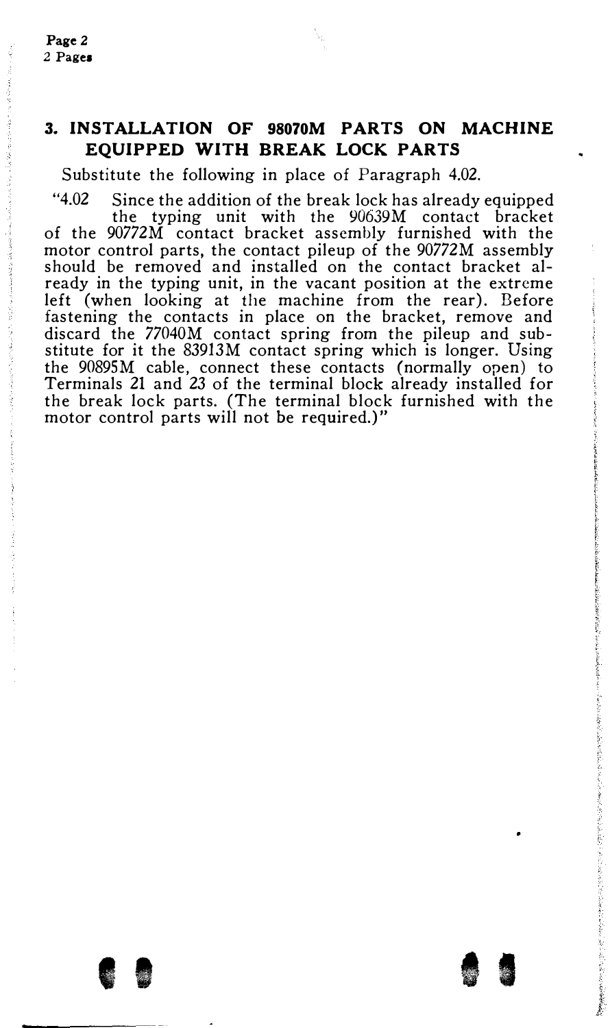## 3. INSTALLATION OF 98070M PARTS ON MACHINE EQUIPPED WITH BREAK LOCK PARTS

Substitute the following in place of Paragraph 4.02.

"4.02 Since the addition of the break lock has already equipped the typing unit with the 90639M contact bracket of the 90772M contact bracket assembly furnished with the motor control parts, the contact pileup of the 90772M assembly should be removed and installed on the contact bracket already in the typing unit, in the vacant position at the extreme left (when looking at the machine from the rear). Before fastening the contacts in place on the bracket, remove and discard the 77040M contact spring from the pileup and substitute for it the 83913M contact spring which is longer. Using the 90895M cable, connect these contacts (normally open) to Terminals 21 and 23 of the terminal block already installed for the break lock parts. (The terminal block furnished with the motor control parts will not be required.)"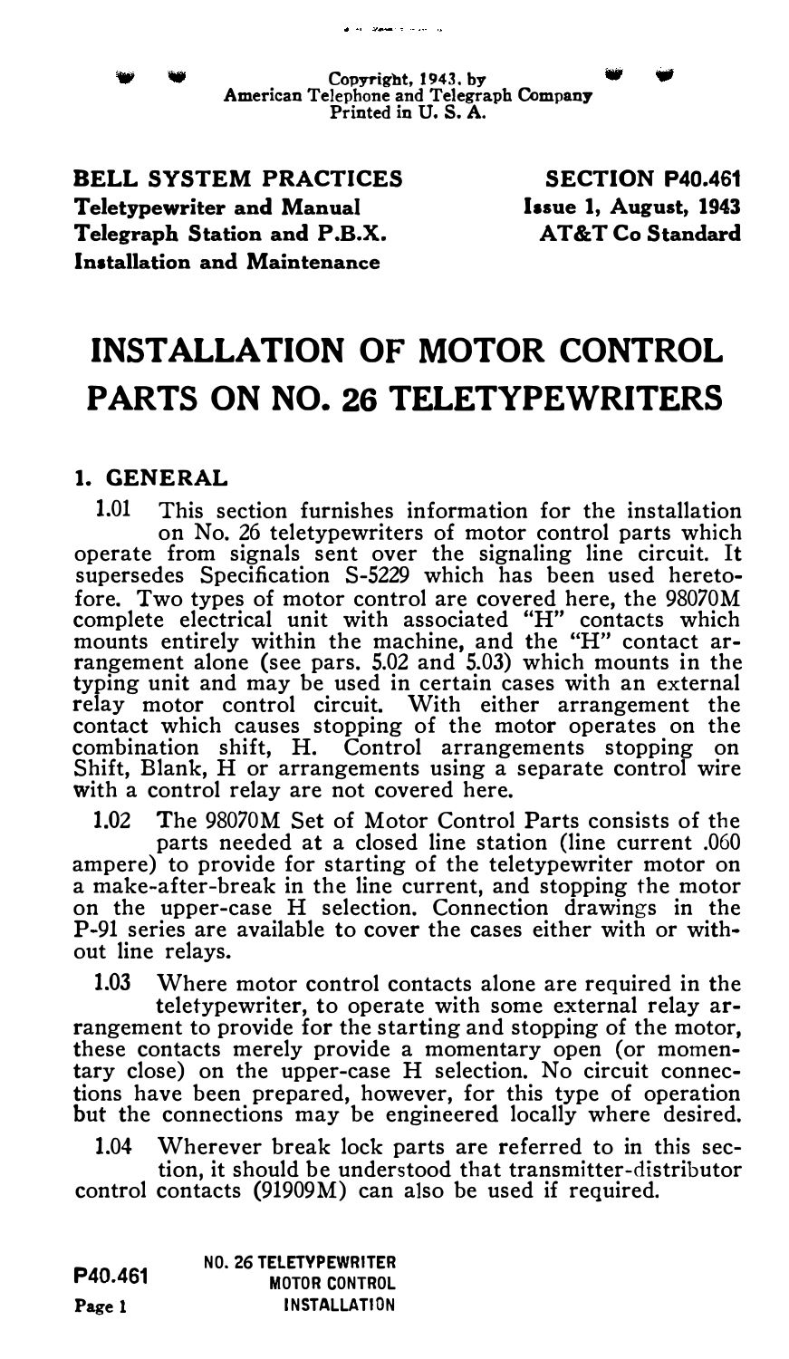Copyright, 1943, by
American Telephone and Telegraph Company
Printed in U. S. A.

**BELL SYSTEM PRACTICES**
**Teletypewriter and Manual Telegraph Station and P.B.X. Installation and Maintenance**

**SECTION P40.461**
**Issue 1, August, 1943**
**AT&T Co Standard**

# INSTALLATION OF MOTOR CONTROL PARTS ON NO. 26 TELETYPEWRITERS

## 1. GENERAL

1.01 This section furnishes information for the installation on No. 26 teletypewriters of motor control parts which operate from signals sent over the signaling line circuit. It supersedes Specification S-5229 which has been used heretofore. Two types of motor control are covered here, the 98070M complete electrical unit with associated "H" contacts which mounts entirely within the machine, and the "H" contact arrangement alone (see pars. 5.02 and 5.03) which mounts in the typing unit and may be used in certain cases with an external relay motor control circuit. With either arrangement the contact which causes stopping of the motor operates on the combination shift, H. Control arrangements stopping on Shift, Blank, H or arrangements using a separate control wire with a control relay are not covered here.

1.02 The 98070M Set of Motor Control Parts consists of the parts needed at a closed line station (line current .060 ampere) to provide for starting of the teletypewriter motor on a make-after-break in the line current, and stopping the motor on the upper-case H selection. Connection drawings in the P-91 series are available to cover the cases either with or without line relays.

1.03 Where motor control contacts alone are required in the teletypewriter, to operate with some external relay arrangement to provide for the starting and stopping of the motor, these contacts merely provide a momentary open (or momentary close) on the upper-case H selection. No circuit connections have been prepared, however, for this type of operation but the connections may be engineered locally where desired.

1.04 Wherever break lock parts are referred to in this section, it should be understood that transmitter-distributor control contacts (91909M) can also be used if required.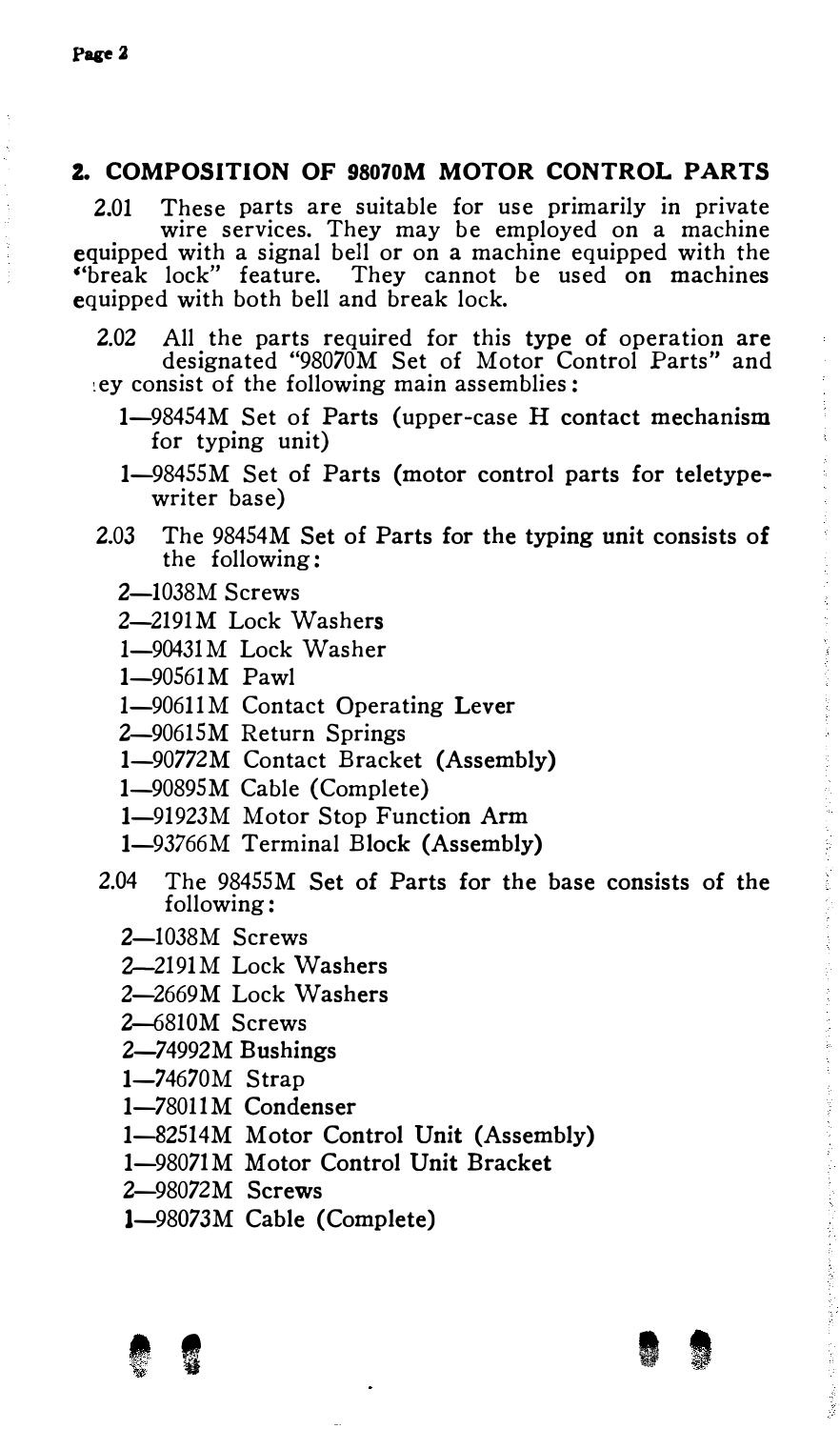## 2. COMPOSITION OF 98070M MOTOR CONTROL PARTS

2.01 These parts are suitable for use primarily in private wire services. They may be employed on a machine equipped with a signal bell or on a machine equipped with the "break lock" feature. They cannot be used on machines equipped with both bell and break lock.

2.02 All the parts required for this type of operation are designated "98070M Set of Motor Control Parts" and they consist of the following main assemblies:

1—98454M Set of Parts (upper-case H contact mechanism for typing unit)

1—98455M Set of Parts (motor control parts for teletypewriter base)

2.03 The 98454M Set of Parts for the typing unit consists of the following:

2—1038M Screws
2—2191M Lock Washers
1—90431M Lock Washer
1—90561M Pawl
1—90611M Contact Operating Lever
2—90615M Return Springs
1—90772M Contact Bracket (Assembly)
1—90895M Cable (Complete)
1—91923M Motor Stop Function Arm
1—93766M Terminal Block (Assembly)

2.04 The 98455M Set of Parts for the base consists of the following:

2—1038M Screws
2—2191M Lock Washers
2—2669M Lock Washers
2—6810M Screws
2—74992M Bushings
1—74670M Strap
1—78011M Condenser
1—82514M Motor Control Unit (Assembly)
1—98071M Motor Control Unit Bracket
2—98072M Screws
1—98073M Cable (Complete)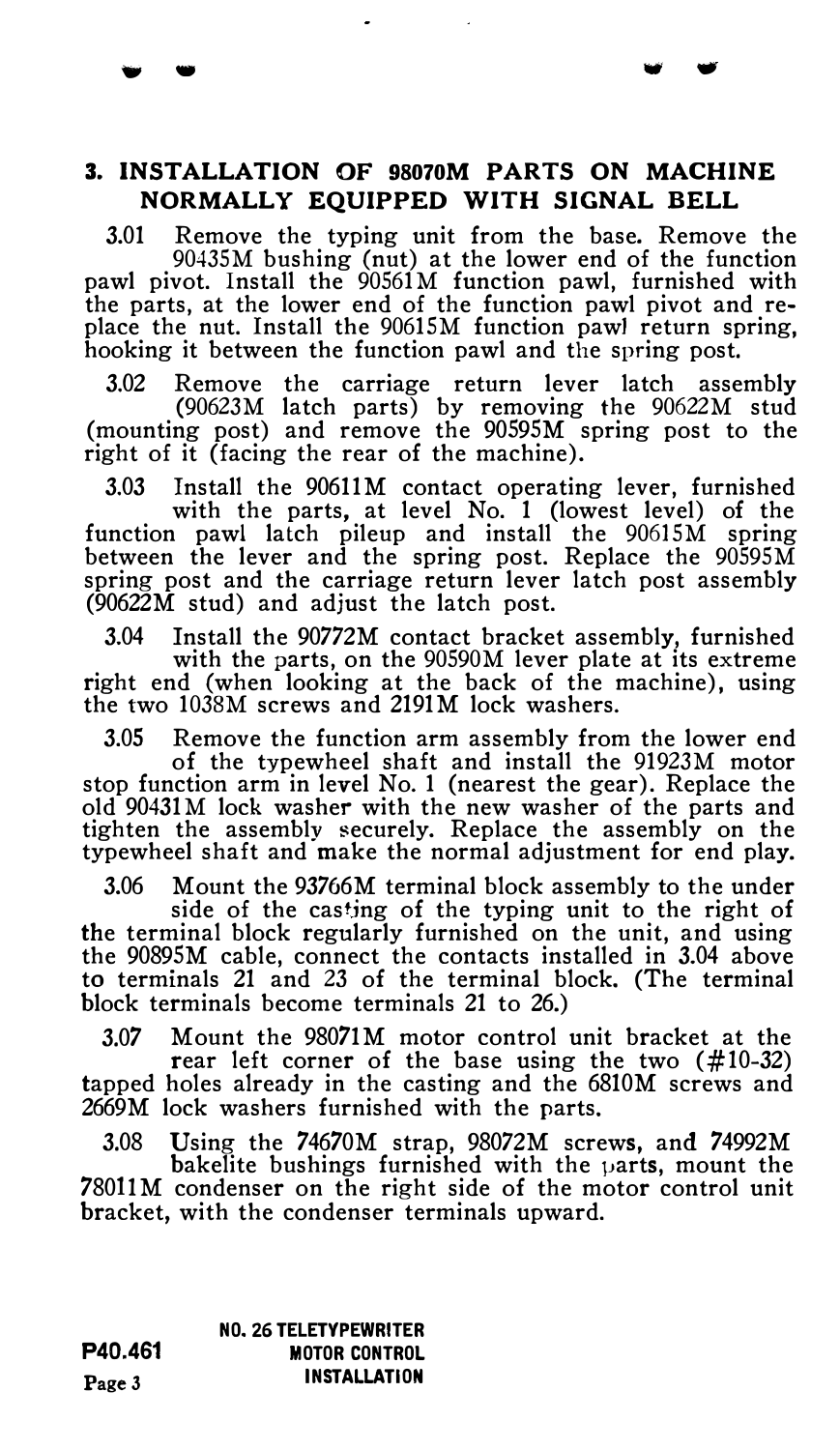## 3. INSTALLATION OF 98070M PARTS ON MACHINE NORMALLY EQUIPPED WITH SIGNAL BELL

3.01 Remove the typing unit from the base. Remove the 90435M bushing (nut) at the lower end of the function pawl pivot. Install the 90561M function pawl, furnished with the parts, at the lower end of the function pawl pivot and replace the nut. Install the 90615M function pawl return spring, hooking it between the function pawl and the spring post.

3.02 Remove the carriage return lever latch assembly (90623M latch parts) by removing the 90622M stud (mounting post) and remove the 90595M spring post to the right of it (facing the rear of the machine).

3.03 Install the 90611M contact operating lever, furnished with the parts, at level No. 1 (lowest level) of the function pawl latch pileup and install the 90615M spring between the lever and the spring post. Replace the 90595M spring post and the carriage return lever latch post assembly (90622M stud) and adjust the latch post.

3.04 Install the 90772M contact bracket assembly, furnished with the parts, on the 90590M lever plate at its extreme right end (when looking at the back of the machine), using the two 1038M screws and 2191M lock washers.

3.05 Remove the function arm assembly from the lower end of the typewheel shaft and install the 91923M motor stop function arm in level No. 1 (nearest the gear). Replace the old 90431M lock washer with the new washer of the parts and tighten the assembly securely. Replace the assembly on the typewheel shaft and make the normal adjustment for end play.

3.06 Mount the 93766M terminal block assembly to the under side of the casting of the typing unit to the right of the terminal block regularly furnished on the unit, and using the 90895M cable, connect the contacts installed in 3.04 above to terminals 21 and 23 of the terminal block. (The terminal block terminals become terminals 21 to 26.)

3.07 Mount the 98071M motor control unit bracket at the rear left corner of the base using the two (#10-32) tapped holes already in the casting and the 6810M screws and 2669M lock washers furnished with the parts.

3.08 Using the 74670M strap, 98072M screws, and 74992M bakelite bushings furnished with the parts, mount the 78011M condenser on the right side of the motor control unit bracket, with the condenser terminals upward.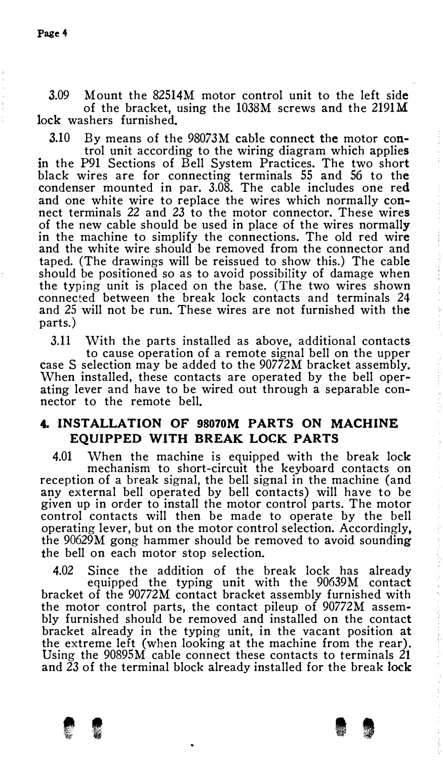3.09 Mount the 82514M motor control unit to the left side of the bracket, using the 1038M screws and the 2191M lock washers furnished.

3.10 By means of the 98073M cable connect the motor control unit according to the wiring diagram which applies in the P91 Sections of Bell System Practices. The two short black wires are for connecting terminals 55 and 56 to the condenser mounted in par. 3.08. The cable includes one red and one white wire to replace the wires which normally connect terminals 22 and 23 to the motor connector. These wires of the new cable should be used in place of the wires normally in the machine to simplify the connections. The old red wire and the white wire should be removed from the connector and taped. (The drawings will be reissued to show this.) The cable should be positioned so as to avoid possibility of damage when the typing unit is placed on the base. (The two wires shown connected between the break lock contacts and terminals 24 and 25 will not be run. These wires are not furnished with the parts.)

3.11 With the parts installed as above, additional contacts to cause operation of a remote signal bell on the upper case S selection may be added to the 90772M bracket assembly. When installed, these contacts are operated by the bell operating lever and have to be wired out through a separable connector to the remote bell.

## 4. INSTALLATION OF 98070M PARTS ON MACHINE EQUIPPED WITH BREAK LOCK PARTS

4.01 When the machine is equipped with the break lock mechanism to short-circuit the keyboard contacts on reception of a break signal, the bell signal in the machine (and any external bell operated by bell contacts) will have to be given up in order to install the motor control parts. The motor control contacts will then be made to operate by the bell operating lever, but on the motor control selection. Accordingly, the 90629M gong hammer should be removed to avoid sounding the bell on each motor stop selection.

4.02 Since the addition of the break lock has already equipped the typing unit with the 90639M contact bracket of the 90772M contact bracket assembly furnished with the motor control parts, the contact pileup of 90772M assembly furnished should be removed and installed on the contact bracket already in the typing unit, in the vacant position at the extreme left (when looking at the machine from the rear). Using the 90895M cable connect these contacts to terminals 21 and 23 of the terminal block already installed for the break lock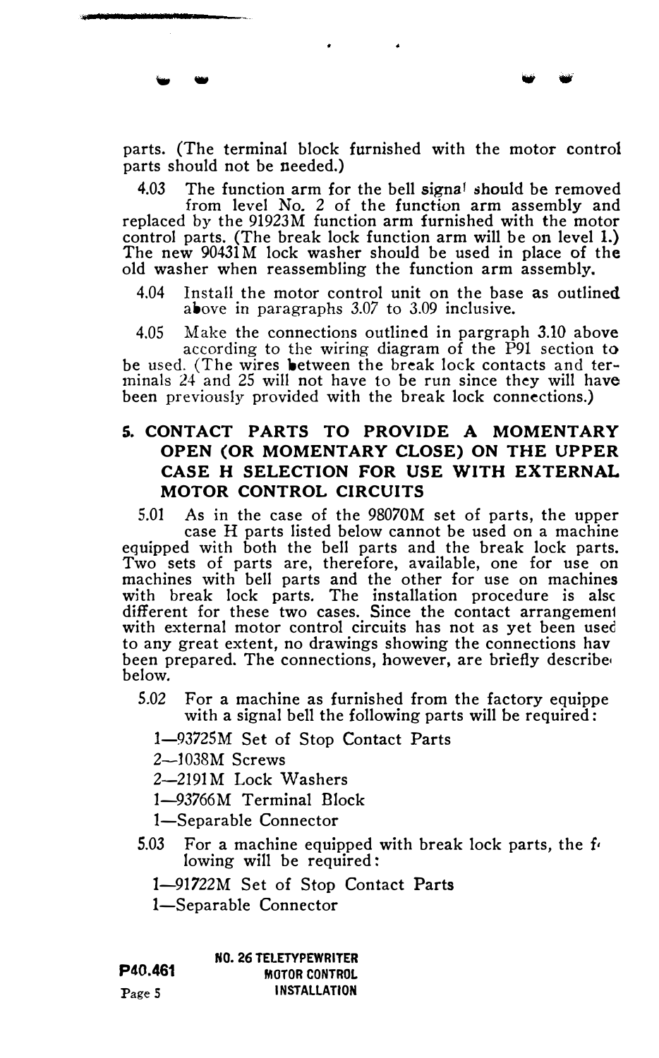parts. (The terminal block furnished with the motor control parts should not be needed.)

4.03 The function arm for the bell signal should be removed from level No. 2 of the function arm assembly and replaced by the 91923M function arm furnished with the motor control parts. (The break lock function arm will be on level 1.) The new 90431M lock washer should be used in place of the old washer when reassembling the function arm assembly.

4.04 Install the motor control unit on the base as outlined above in paragraphs 3.07 to 3.09 inclusive.

4.05 Make the connections outlined in pargraph 3.10 above according to the wiring diagram of the P91 section to be used. (The wires between the break lock contacts and terminals 24 and 25 will not have to be run since they will have been previously provided with the break lock connections.)

## 5. CONTACT PARTS TO PROVIDE A MOMENTARY OPEN (OR MOMENTARY CLOSE) ON THE UPPER CASE H SELECTION FOR USE WITH EXTERNAL MOTOR CONTROL CIRCUITS

5.01 As in the case of the 98070M set of parts, the upper case H parts listed below cannot be used on a machine equipped with both the bell parts and the break lock parts. Two sets of parts are, therefore, available, one for use on machines with bell parts and the other for use on machines with break lock parts. The installation procedure is also different for these two cases. Since the contact arrangement with external motor control circuits has not as yet been used to any great extent, no drawings showing the connections have been prepared. The connections, however, are briefly described below.

5.02 For a machine as furnished from the factory equipped with a signal bell the following parts will be required:

1—93725M Set of Stop Contact Parts

2—1038M Screws

2—2191M Lock Washers

1—93766M Terminal Block

1—Separable Connector

5.03 For a machine equipped with break lock parts, the following will be required:

1—91722M Set of Stop Contact Parts

1—Separable Connector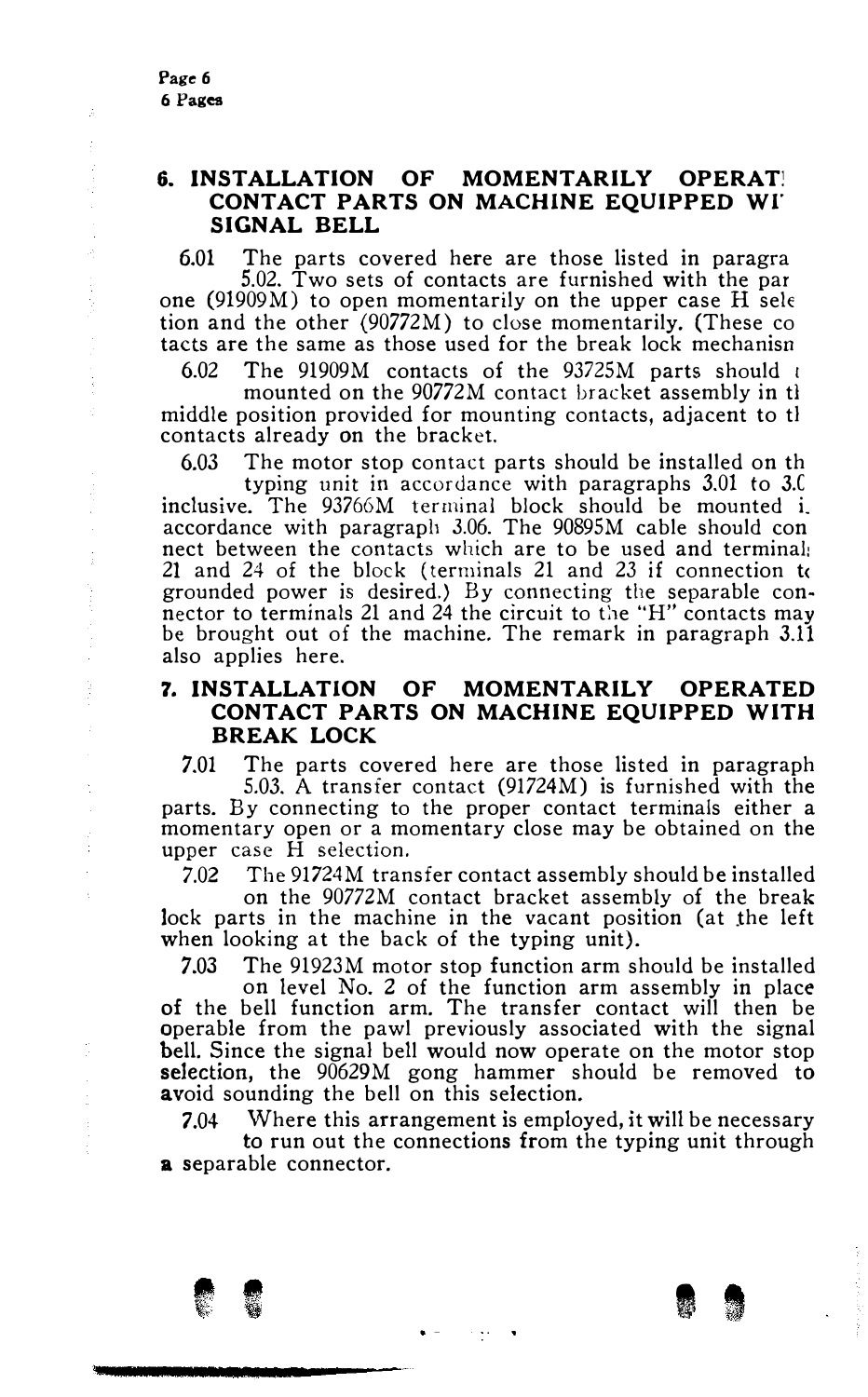## 6. INSTALLATION OF MOMENTARILY OPERAT CONTACT PARTS ON MACHINE EQUIPPED WI SIGNAL BELL

6.01 The parts covered here are those listed in paragra 5.02. Two sets of contacts are furnished with the par one (91909M) to open momentarily on the upper case H sele tion and the other (90772M) to close momentarily. (These co tacts are the same as those used for the break lock mechanisn

6.02 The 91909M contacts of the 93725M parts should mounted on the 90772M contact bracket assembly in tl middle position provided for mounting contacts, adjacent to tl contacts already on the bracket.

6.03 The motor stop contact parts should be installed on th typing unit in accordance with paragraphs 3.01 to 3.C inclusive. The 93766M terminal block should be mounted i. accordance with paragraph 3.06. The 90895M cable should con nect between the contacts which are to be used and terminal 21 and 24 of the block (terminals 21 and 23 if connection t grounded power is desired.) By connecting the separable con- nector to terminals 21 and 24 the circuit to the "H" contacts may be brought out of the machine. The remark in paragraph 3.11 also applies here.

## 7. INSTALLATION OF MOMENTARILY OPERATED CONTACT PARTS ON MACHINE EQUIPPED WITH BREAK LOCK

7.01 The parts covered here are those listed in paragraph 5.03. A transfer contact (91724M) is furnished with the parts. By connecting to the proper contact terminals either a momentary open or a momentary close may be obtained on the upper case H selection.

7.02 The 91724M transfer contact assembly should be installed on the 90772M contact bracket assembly of the break lock parts in the machine in the vacant position (at the left when looking at the back of the typing unit).

7.03 The 91923M motor stop function arm should be installed on level No. 2 of the function arm assembly in place of the bell function arm. The transfer contact will then be operable from the pawl previously associated with the signal bell. Since the signal bell would now operate on the motor stop selection, the 90629M gong hammer should be removed to avoid sounding the bell on this selection.

7.04 Where this arrangement is employed, it will be necessary to run out the connections from the typing unit through a separable connector.